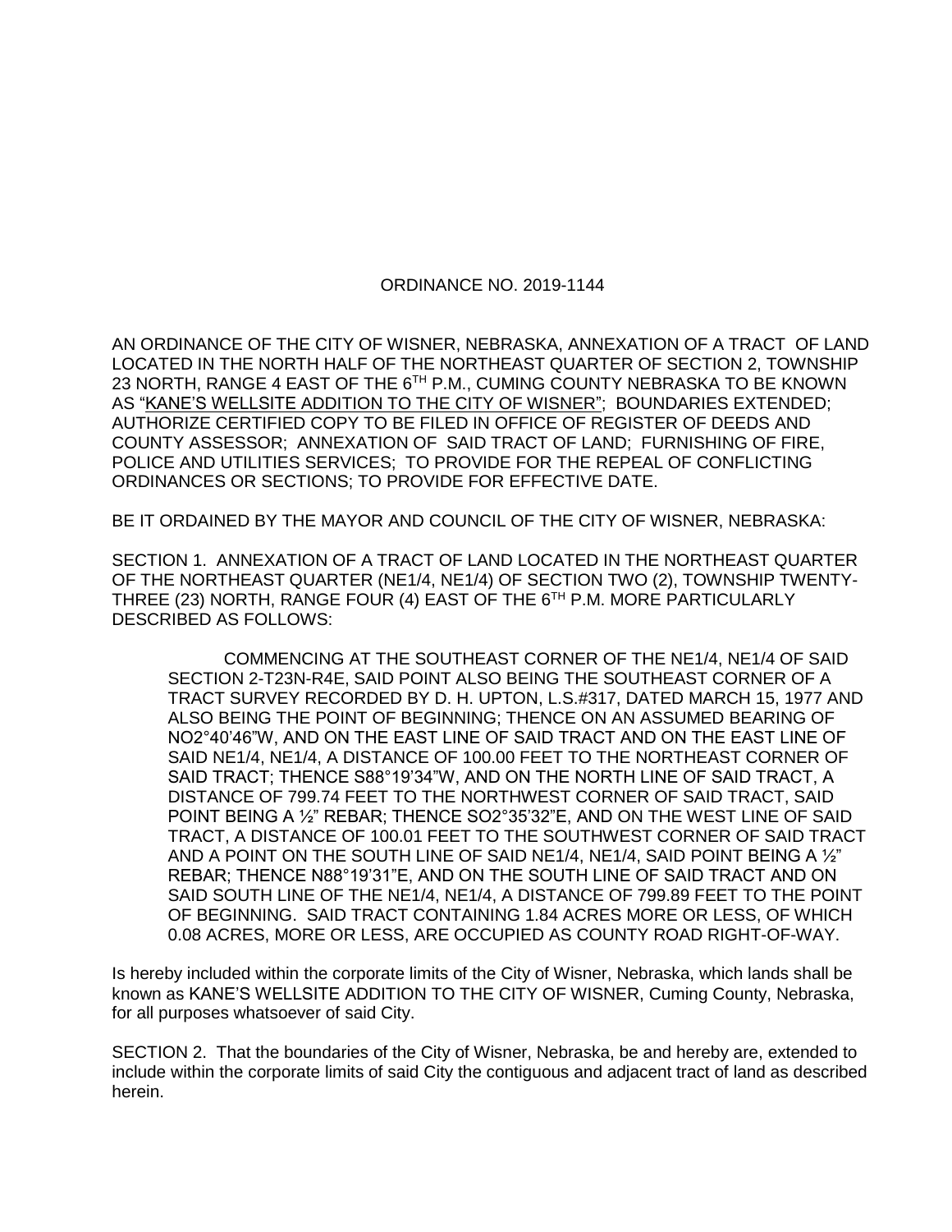# ORDINANCE NO. 2019-1144

AN ORDINANCE OF THE CITY OF WISNER, NEBRASKA, ANNEXATION OF A TRACT OF LAND LOCATED IN THE NORTH HALF OF THE NORTHEAST QUARTER OF SECTION 2, TOWNSHIP 23 NORTH, RANGE 4 EAST OF THE 6TH P.M., CUMING COUNTY NEBRASKA TO BE KNOWN AS "KANE'S WELLSITE ADDITION TO THE CITY OF WISNER"; BOUNDARIES EXTENDED; AUTHORIZE CERTIFIED COPY TO BE FILED IN OFFICE OF REGISTER OF DEEDS AND COUNTY ASSESSOR; ANNEXATION OF SAID TRACT OF LAND; FURNISHING OF FIRE, POLICE AND UTILITIES SERVICES; TO PROVIDE FOR THE REPEAL OF CONFLICTING ORDINANCES OR SECTIONS; TO PROVIDE FOR EFFECTIVE DATE.

BE IT ORDAINED BY THE MAYOR AND COUNCIL OF THE CITY OF WISNER, NEBRASKA:

SECTION 1. ANNEXATION OF A TRACT OF LAND LOCATED IN THE NORTHEAST QUARTER OF THE NORTHEAST QUARTER (NE1/4, NE1/4) OF SECTION TWO (2), TOWNSHIP TWENTY-THREE (23) NORTH, RANGE FOUR (4) EAST OF THE 6TH P.M. MORE PARTICULARLY DESCRIBED AS FOLLOWS:

> COMMENCING AT THE SOUTHEAST CORNER OF THE NE1/4, NE1/4 OF SAID SECTION 2-T23N-R4E, SAID POINT ALSO BEING THE SOUTHEAST CORNER OF A TRACT SURVEY RECORDED BY D. H. UPTON, L.S.#317, DATED MARCH 15, 1977 AND ALSO BEING THE POINT OF BEGINNING; THENCE ON AN ASSUMED BEARING OF NO2°40'46"W, AND ON THE EAST LINE OF SAID TRACT AND ON THE EAST LINE OF SAID NE1/4, NE1/4, A DISTANCE OF 100.00 FEET TO THE NORTHEAST CORNER OF SAID TRACT; THENCE S88°19'34"W, AND ON THE NORTH LINE OF SAID TRACT, A DISTANCE OF 799.74 FEET TO THE NORTHWEST CORNER OF SAID TRACT, SAID POINT BEING A ½" REBAR; THENCE SO2°35'32"E, AND ON THE WEST LINE OF SAID TRACT, A DISTANCE OF 100.01 FEET TO THE SOUTHWEST CORNER OF SAID TRACT AND A POINT ON THE SOUTH LINE OF SAID NE1/4, NE1/4, SAID POINT BEING A ½" REBAR; THENCE N88°19'31"E, AND ON THE SOUTH LINE OF SAID TRACT AND ON SAID SOUTH LINE OF THE NE1/4, NE1/4, A DISTANCE OF 799.89 FEET TO THE POINT OF BEGINNING. SAID TRACT CONTAINING 1.84 ACRES MORE OR LESS, OF WHICH 0.08 ACRES, MORE OR LESS, ARE OCCUPIED AS COUNTY ROAD RIGHT-OF-WAY.

Is hereby included within the corporate limits of the City of Wisner, Nebraska, which lands shall be known as KANE'S WELLSITE ADDITION TO THE CITY OF WISNER, Cuming County, Nebraska, for all purposes whatsoever of said City.

SECTION 2. That the boundaries of the City of Wisner, Nebraska, be and hereby are, extended to include within the corporate limits of said City the contiguous and adjacent tract of land as described herein.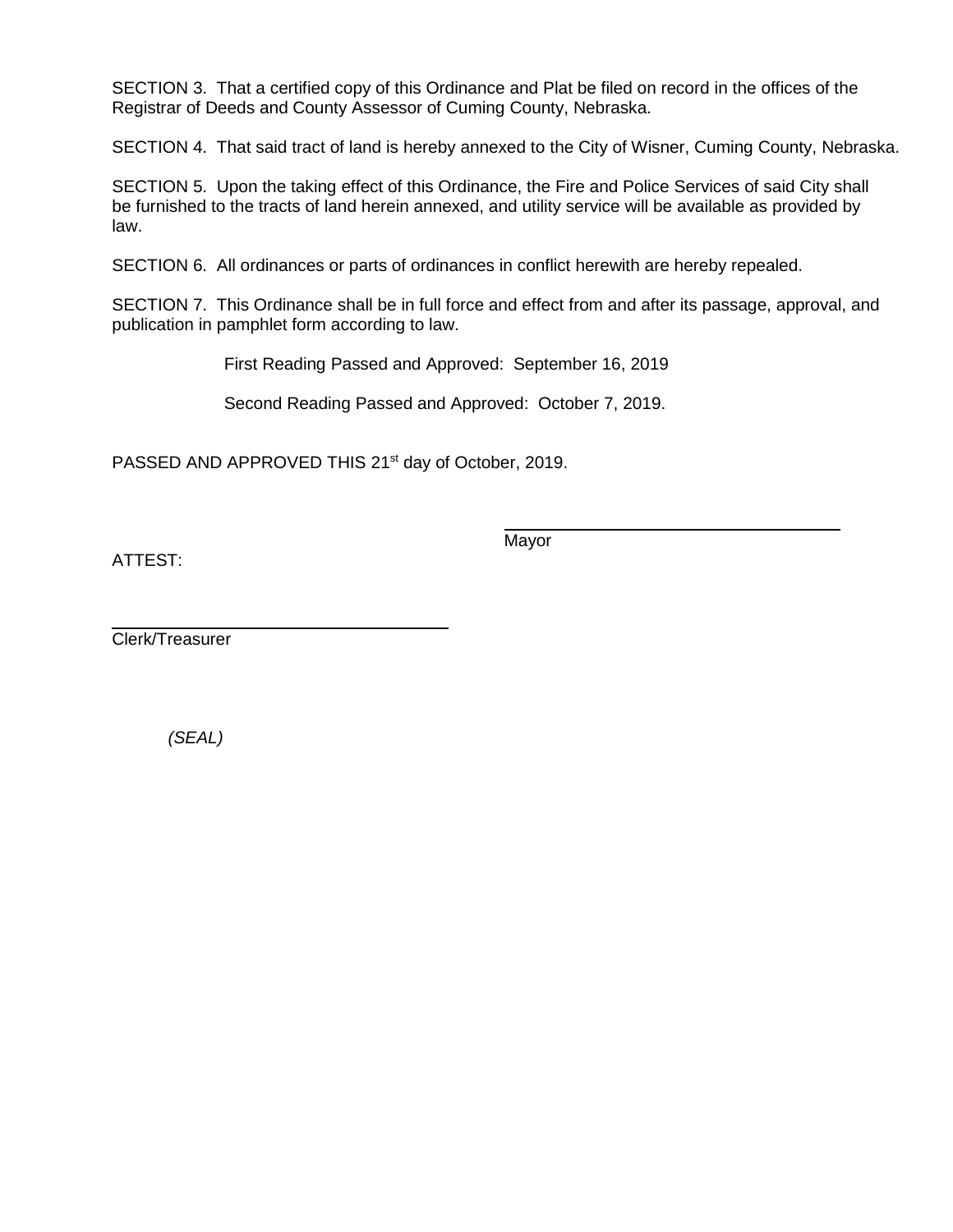SECTION 3. That a certified copy of this Ordinance and Plat be filed on record in the offices of the Registrar of Deeds and County Assessor of Cuming County, Nebraska.

SECTION 4. That said tract of land is hereby annexed to the City of Wisner, Cuming County, Nebraska.

SECTION 5. Upon the taking effect of this Ordinance, the Fire and Police Services of said City shall be furnished to the tracts of land herein annexed, and utility service will be available as provided by law.

SECTION 6. All ordinances or parts of ordinances in conflict herewith are hereby repealed.

SECTION 7. This Ordinance shall be in full force and effect from and after its passage, approval, and publication in pamphlet form according to law.

First Reading Passed and Approved: September 16, 2019

Second Reading Passed and Approved: October 7, 2019.

PASSED AND APPROVED THIS 21st day of October, 2019.

\_\_\_\_\_\_\_\_\_\_\_\_\_\_\_\_\_\_\_\_\_\_\_\_\_\_\_\_\_\_\_\_\_\_\_\_
Mayor

ATTEST:

\_\_\_\_\_\_\_\_\_\_\_\_\_\_\_\_\_\_\_\_\_\_\_\_\_\_\_\_\_\_\_\_\_\_\_\_
Clerk/Treasurer

*(SEAL)*